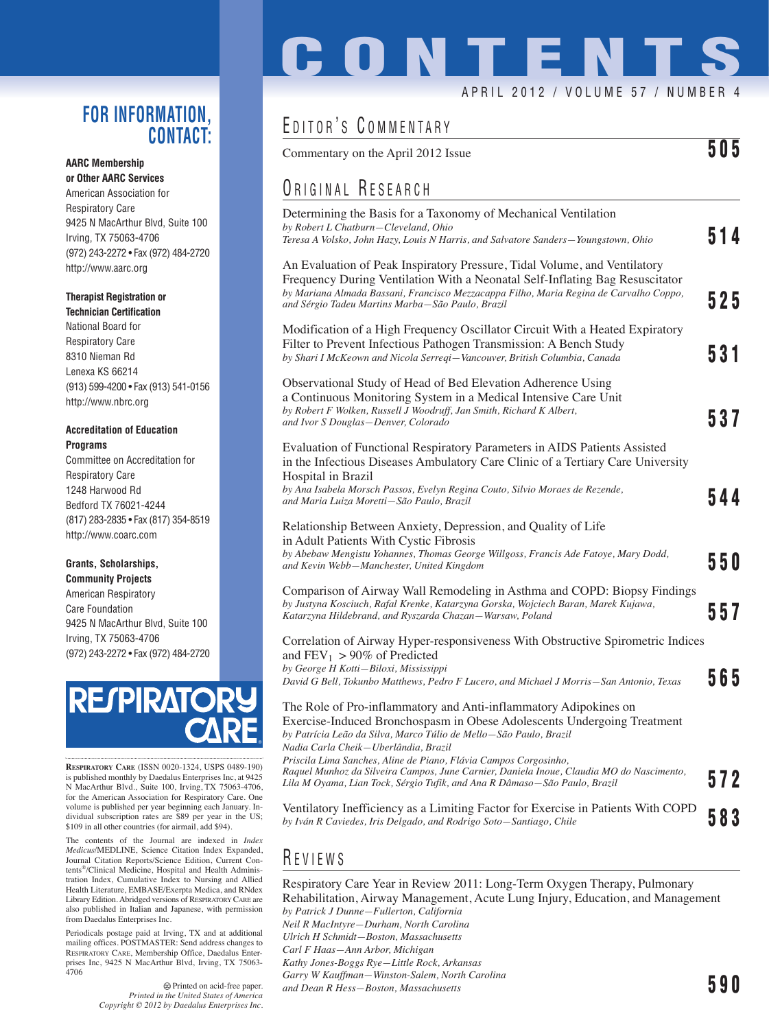# CONTENTS

APRIL 2012 / VOLUME 57 / NUMBER 4

## EDITOR'S COMMENTARY

Commentary on the April 2012 Issue **505**

## ORIGINAL RESEARCH

Determining the Basis for a Taxonomy of Mechanical Ventilation
*by Robert L Chatburn—Cleveland, Ohio*
*Teresa A Volsko, John Hazy, Louis N Harris, and Salvatore Sanders—Youngstown, Ohio* **514**

An Evaluation of Peak Inspiratory Pressure, Tidal Volume, and Ventilatory Frequency During Ventilation With a Neonatal Self-Inflating Bag Resuscitator
*by Mariana Almada Bassani, Francisco Mezzacappa Filho, Maria Regina de Carvalho Coppo, and Sérgio Tadeu Martins Marba—São Paulo, Brazil* **525**

Modification of a High Frequency Oscillator Circuit With a Heated Expiratory Filter to Prevent Infectious Pathogen Transmission: A Bench Study
*by Shari I McKeown and Nicola Serreqi—Vancouver, British Columbia, Canada* **531**

Observational Study of Head of Bed Elevation Adherence Using a Continuous Monitoring System in a Medical Intensive Care Unit
*by Robert F Wolken, Russell J Woodruff, Jan Smith, Richard K Albert, and Ivor S Douglas—Denver, Colorado* **537**

Evaluation of Functional Respiratory Parameters in AIDS Patients Assisted in the Infectious Diseases Ambulatory Care Clinic of a Tertiary Care University Hospital in Brazil
*by Ana Isabela Morsch Passos, Evelyn Regina Couto, Silvio Moraes de Rezende, and Maria Luiza Moretti—São Paulo, Brazil* **544**

Relationship Between Anxiety, Depression, and Quality of Life in Adult Patients With Cystic Fibrosis
*by Abebaw Mengistu Yohannes, Thomas George Willgoss, Francis Ade Fatoye, Mary Dodd, and Kevin Webb—Manchester, United Kingdom* **550**

Comparison of Airway Wall Remodeling in Asthma and COPD: Biopsy Findings
*by Justyna Kosciuch, Rafal Krenke, Katarzyna Gorska, Wojciech Baran, Marek Kujawa, Katarzyna Hildebrand, and Ryszarda Chazan—Warsaw, Poland* **557**

Correlation of Airway Hyper-responsiveness With Obstructive Spirometric Indices and $FEV_1$ > 90% of Predicted
*by George H Kotti—Biloxi, Mississippi*
*David G Bell, Tokunbo Matthews, Pedro F Lucero, and Michael J Morris—San Antonio, Texas* **565**

The Role of Pro-inflammatory and Anti-inflammatory Adipokines on Exercise-Induced Bronchospasm in Obese Adolescents Undergoing Treatment
*by Patrícia Leão da Silva, Marco Túlio de Mello—São Paulo, Brazil*
*Nadia Carla Cheik—Uberlândia, Brazil*
*Priscila Lima Sanches, Aline de Piano, Flávia Campos Corgosinho, Raquel Munhoz da Silveira Campos, June Carnier, Daniela Inoue, Claudia MO do Nascimento, Lila M Oyama, Lian Tock, Sérgio Tufik, and Ana R Dâmaso—São Paulo, Brazil* **572**

Ventilatory Inefficiency as a Limiting Factor for Exercise in Patients With COPD
*by Iván R Caviedes, Iris Delgado, and Rodrigo Soto—Santiago, Chile* **583**

## REVIEWS

Respiratory Care Year in Review 2011: Long-Term Oxygen Therapy, Pulmonary Rehabilitation, Airway Management, Acute Lung Injury, Education, and Management
*by Patrick J Dunne—Fullerton, California*
*Neil R MacIntyre—Durham, North Carolina*
*Ulrich H Schmidt—Boston, Massachusetts*
*Carl F Haas—Ann Arbor, Michigan*
*Kathy Jones-Boggs Rye—Little Rock, Arkansas*
*Garry W Kauffman—Winston-Salem, North Carolina*
*and Dean R Hess—Boston, Massachusetts* **590**

## FOR INFORMATION, CONTACT:

**AARC Membership or Other AARC Services**
American Association for Respiratory Care
9425 N MacArthur Blvd, Suite 100
Irving, TX 75063-4706
(972) 243-2272 • Fax (972) 484-2720
http://www.aarc.org

**Therapist Registration or Technician Certification**
National Board for Respiratory Care
8310 Nieman Rd
Lenexa KS 66214
(913) 599-4200 • Fax (913) 541-0156
http://www.nbrc.org

**Accreditation of Education Programs**
Committee on Accreditation for Respiratory Care
1248 Harwood Rd
Bedford TX 76021-4244
(817) 283-2835 • Fax (817) 354-8519
http://www.coarc.com

**Grants, Scholarships, Community Projects**
American Respiratory Care Foundation
9425 N MacArthur Blvd, Suite 100
Irving, TX 75063-4706
(972) 243-2272 • Fax (972) 484-2720

RESPIRATORY CARE

RESPIRATORY CARE (ISSN 0020-1324, USPS 0489-190) is published monthly by Daedalus Enterprises Inc, at 9425 N MacArthur Blvd., Suite 100, Irving, TX 75063-4706, for the American Association for Respiratory Care. One volume is published per year beginning each January. Individual subscription rates are $89 per year in the US; $109 in all other countries (for airmail, add $94).

The contents of the Journal are indexed in *Index Medicus*/MEDLINE, Science Citation Index Expanded, Journal Citation Reports/Science Edition, Current Contents®/Clinical Medicine, Hospital and Health Administration Index, Cumulative Index to Nursing and Allied Health Literature, EMBASE/Exerpta Medica, and RNdex Library Edition. Abridged versions of RESPIRATORY CARE are also published in Italian and Japanese, with permission from Daedalus Enterprises Inc.

Periodicals postage paid at Irving, TX and at additional mailing offices. POSTMASTER: Send address changes to RESPIRATORY CARE, Membership Office, Daedalus Enterprises Inc, 9425 N MacArthur Blvd, Irving, TX 75063-4706

Printed on acid-free paper.
*Printed in the United States of America*
*Copyright © 2012 by Daedalus Enterprises Inc.*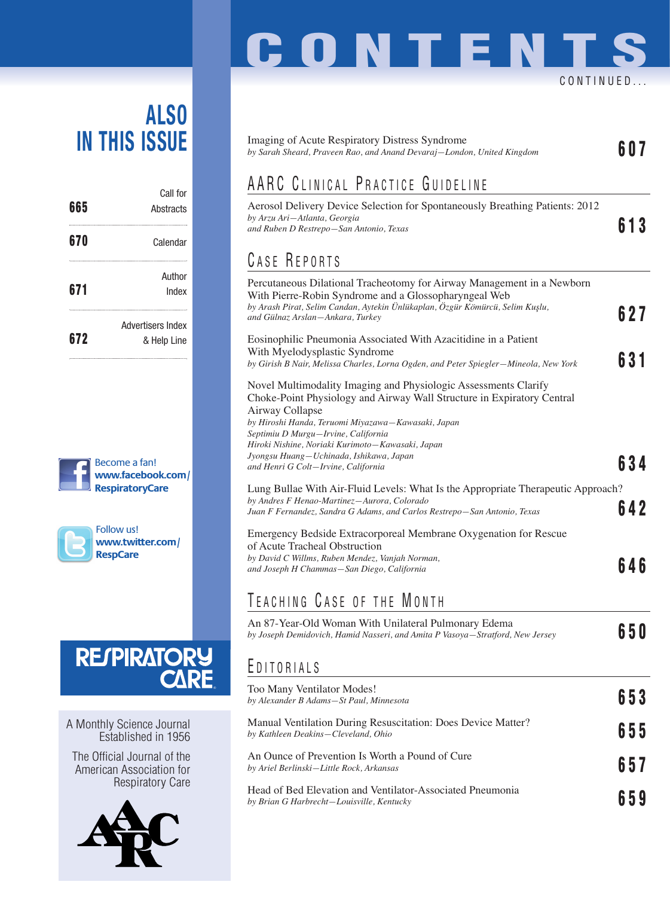# CONTENTS

CONTINUED...

Imaging of Acute Respiratory Distress Syndrome
*by Sarah Sheard, Praveen Rao, and Anand Devaraj—London, United Kingdom* **607**

## AARC Clinical Practice Guideline

Aerosol Delivery Device Selection for Spontaneously Breathing Patients: 2012
*by Arzu Ari—Atlanta, Georgia*
*and Ruben D Restrepo—San Antonio, Texas* **613**

## Case Reports

Percutaneous Dilational Tracheotomy for Airway Management in a Newborn With Pierre-Robin Syndrome and a Glossopharyngeal Web
*by Arash Pirat, Selim Candan, Aytekin Ünlükaplan, Özgür Kömürcü, Selim Kuşlu, and Gülnaz Arslan—Ankara, Turkey* **627**

Eosinophilic Pneumonia Associated With Azacitidine in a Patient With Myelodysplastic Syndrome
*by Girish B Nair, Melissa Charles, Lorna Ogden, and Peter Spiegler—Mineola, New York* **631**

Novel Multimodality Imaging and Physiologic Assessments Clarify Choke-Point Physiology and Airway Wall Structure in Expiratory Central Airway Collapse
*by Hiroshi Handa, Teruomi Miyazawa—Kawasaki, Japan*
*Septimiu D Murgu—Irvine, California*
*Hiroki Nishine, Noriaki Kurimoto—Kawasaki, Japan*
*Jyongsu Huang—Uchinada, Ishikawa, Japan*
*and Henri G Colt—Irvine, California* **634**

Lung Bullae With Air-Fluid Levels: What Is the Appropriate Therapeutic Approach?
*by Andres F Henao-Martinez—Aurora, Colorado*
*Juan F Fernandez, Sandra G Adams, and Carlos Restrepo—San Antonio, Texas* **642**

Emergency Bedside Extracorporeal Membrane Oxygenation for Rescue of Acute Tracheal Obstruction
*by David C Willms, Ruben Mendez, Vanjah Norman, and Joseph H Chammas—San Diego, California* **646**

## Teaching Case of the Month

An 87-Year-Old Woman With Unilateral Pulmonary Edema
*by Joseph Demidovich, Hamid Nasseri, and Amita P Vasoya—Stratford, New Jersey* **650**

## Editorials

Too Many Ventilator Modes!
*by Alexander B Adams—St Paul, Minnesota* **653**

Manual Ventilation During Resuscitation: Does Device Matter?
*by Kathleen Deakins—Cleveland, Ohio* **655**

An Ounce of Prevention Is Worth a Pound of Cure
*by Ariel Berlinski—Little Rock, Arkansas* **657**

Head of Bed Elevation and Ventilator-Associated Pneumonia
*by Brian G Harbrecht—Louisville, Kentucky* **659**

## ALSO IN THIS ISSUE

- **665** Call for Abstracts
- **670** Calendar
- **671** Author Index
- **672** Advertisers Index & Help Line

Become a fan!
www.facebook.com/RespiratoryCare

Follow us!
www.twitter.com/RespCare

RESPIRATORY CARE

A Monthly Science Journal
Established in 1956

The Official Journal of the
American Association for
Respiratory Care

AARC